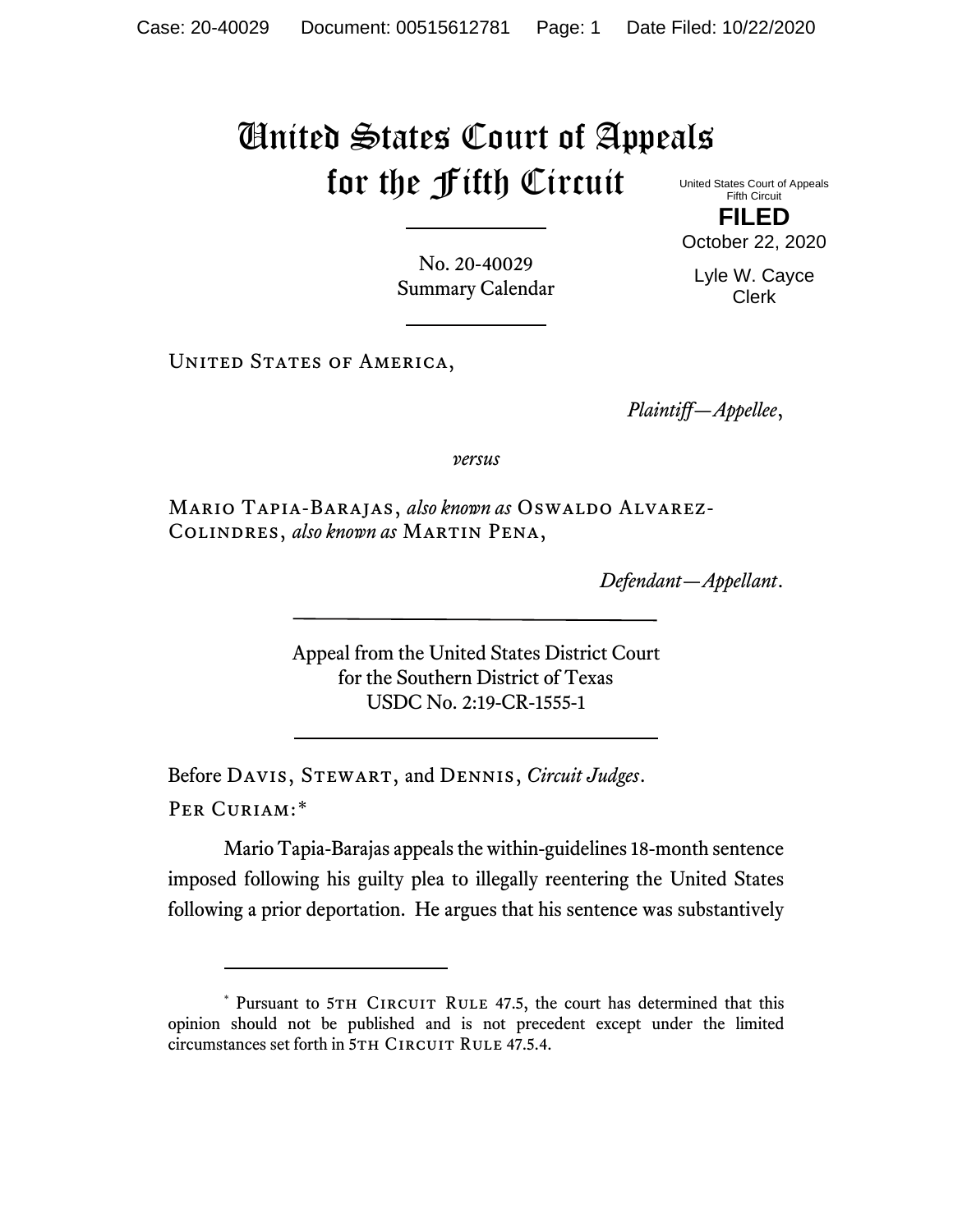# United States Court of Appeals for the Fifth Circuit

United States Court of Appeals
Fifth Circuit

**FILED**

October 22, 2020

Lyle W. Cayce
Clerk

No. 20-40029
Summary Calendar

---

United States of America,

*Plaintiff—Appellee*,

*versus*

Mario Tapia-Barajas, *also known as* Oswaldo Alvarez-Colindres, *also known as* Martin Pena,

*Defendant—Appellant*.

---

Appeal from the United States District Court
for the Southern District of Texas
USDC No. 2:19-CR-1555-1

---

Before Davis, Stewart, and Dennis, *Circuit Judges*.

Per Curiam:*

Mario Tapia-Barajas appeals the within-guidelines 18-month sentence imposed following his guilty plea to illegally reentering the United States following a prior deportation. He argues that his sentence was substantively

---

\* Pursuant to 5th Circuit Rule 47.5, the court has determined that this opinion should not be published and is not precedent except under the limited circumstances set forth in 5th Circuit Rule 47.5.4.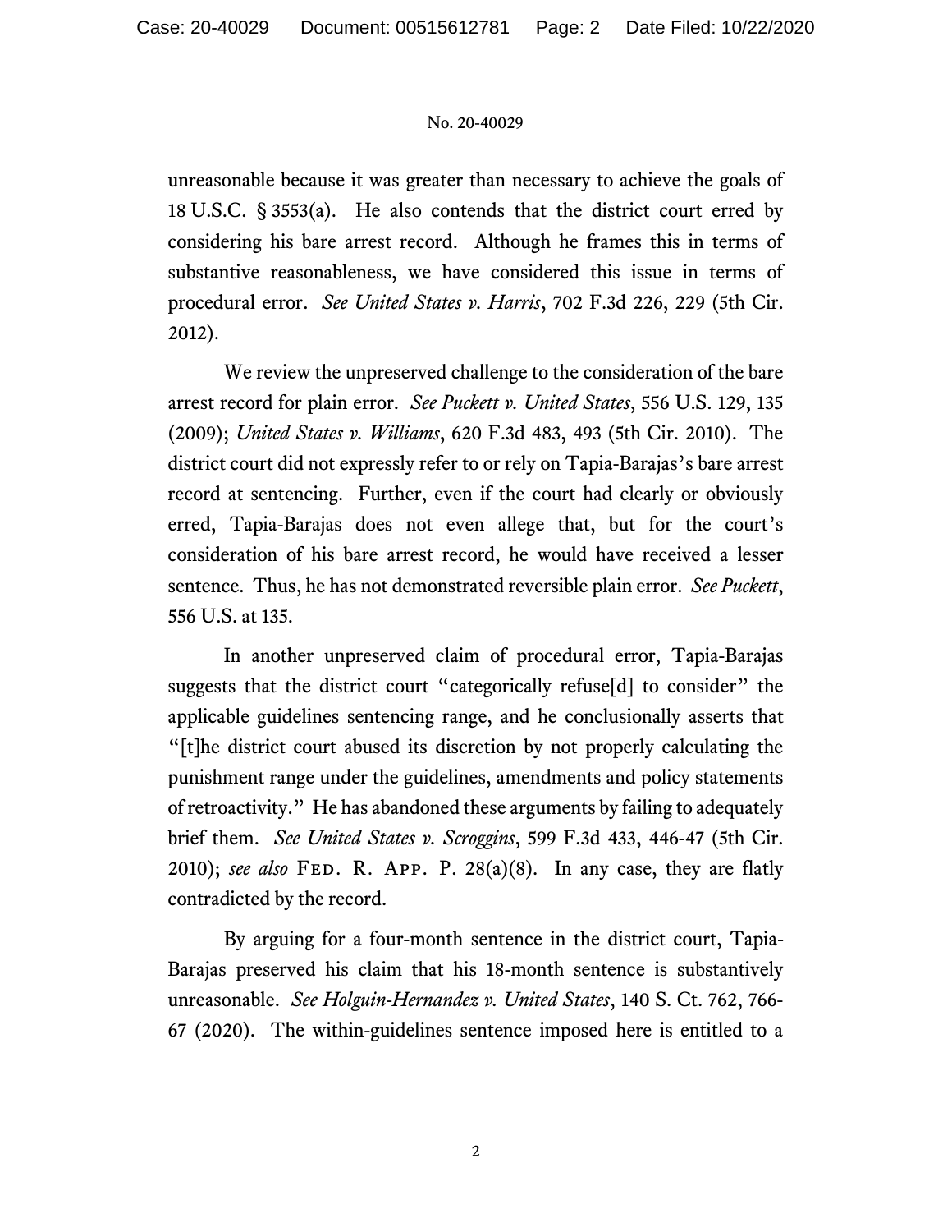unreasonable because it was greater than necessary to achieve the goals of 18 U.S.C. § 3553(a). He also contends that the district court erred by considering his bare arrest record. Although he frames this in terms of substantive reasonableness, we have considered this issue in terms of procedural error. *See United States v. Harris*, 702 F.3d 226, 229 (5th Cir. 2012).

We review the unpreserved challenge to the consideration of the bare arrest record for plain error. *See Puckett v. United States*, 556 U.S. 129, 135 (2009); *United States v. Williams*, 620 F.3d 483, 493 (5th Cir. 2010). The district court did not expressly refer to or rely on Tapia-Barajas's bare arrest record at sentencing. Further, even if the court had clearly or obviously erred, Tapia-Barajas does not even allege that, but for the court's consideration of his bare arrest record, he would have received a lesser sentence. Thus, he has not demonstrated reversible plain error. *See Puckett*, 556 U.S. at 135.

In another unpreserved claim of procedural error, Tapia-Barajas suggests that the district court "categorically refuse[d] to consider" the applicable guidelines sentencing range, and he conclusionally asserts that "[t]he district court abused its discretion by not properly calculating the punishment range under the guidelines, amendments and policy statements of retroactivity." He has abandoned these arguments by failing to adequately brief them. *See United States v. Scroggins*, 599 F.3d 433, 446-47 (5th Cir. 2010); *see also* FED. R. APP. P. 28(a)(8). In any case, they are flatly contradicted by the record.

By arguing for a four-month sentence in the district court, Tapia-Barajas preserved his claim that his 18-month sentence is substantively unreasonable. *See Holguin-Hernandez v. United States*, 140 S. Ct. 762, 766-67 (2020). The within-guidelines sentence imposed here is entitled to a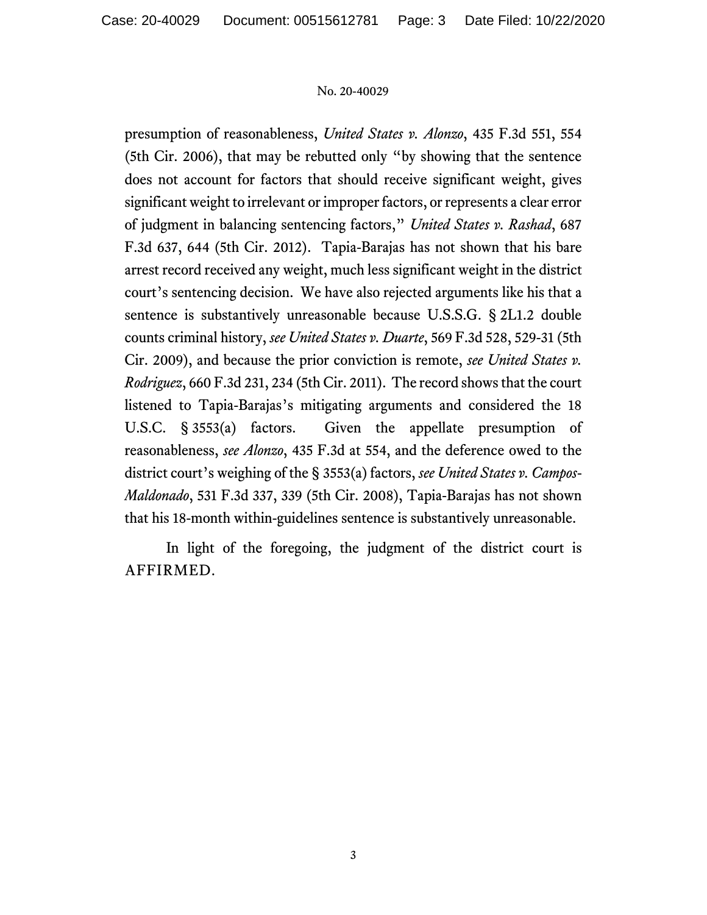presumption of reasonableness, *United States v. Alonzo*, 435 F.3d 551, 554 (5th Cir. 2006), that may be rebutted only "by showing that the sentence does not account for factors that should receive significant weight, gives significant weight to irrelevant or improper factors, or represents a clear error of judgment in balancing sentencing factors," *United States v. Rashad*, 687 F.3d 637, 644 (5th Cir. 2012). Tapia-Barajas has not shown that his bare arrest record received any weight, much less significant weight in the district court's sentencing decision. We have also rejected arguments like his that a sentence is substantively unreasonable because U.S.S.G. § 2L1.2 double counts criminal history, *see United States v. Duarte*, 569 F.3d 528, 529-31 (5th Cir. 2009), and because the prior conviction is remote, *see United States v. Rodriguez*, 660 F.3d 231, 234 (5th Cir. 2011). The record shows that the court listened to Tapia-Barajas's mitigating arguments and considered the 18 U.S.C. § 3553(a) factors. Given the appellate presumption of reasonableness, *see Alonzo*, 435 F.3d at 554, and the deference owed to the district court's weighing of the § 3553(a) factors, *see United States v. Campos-Maldonado*, 531 F.3d 337, 339 (5th Cir. 2008), Tapia-Barajas has not shown that his 18-month within-guidelines sentence is substantively unreasonable.

In light of the foregoing, the judgment of the district court is AFFIRMED.